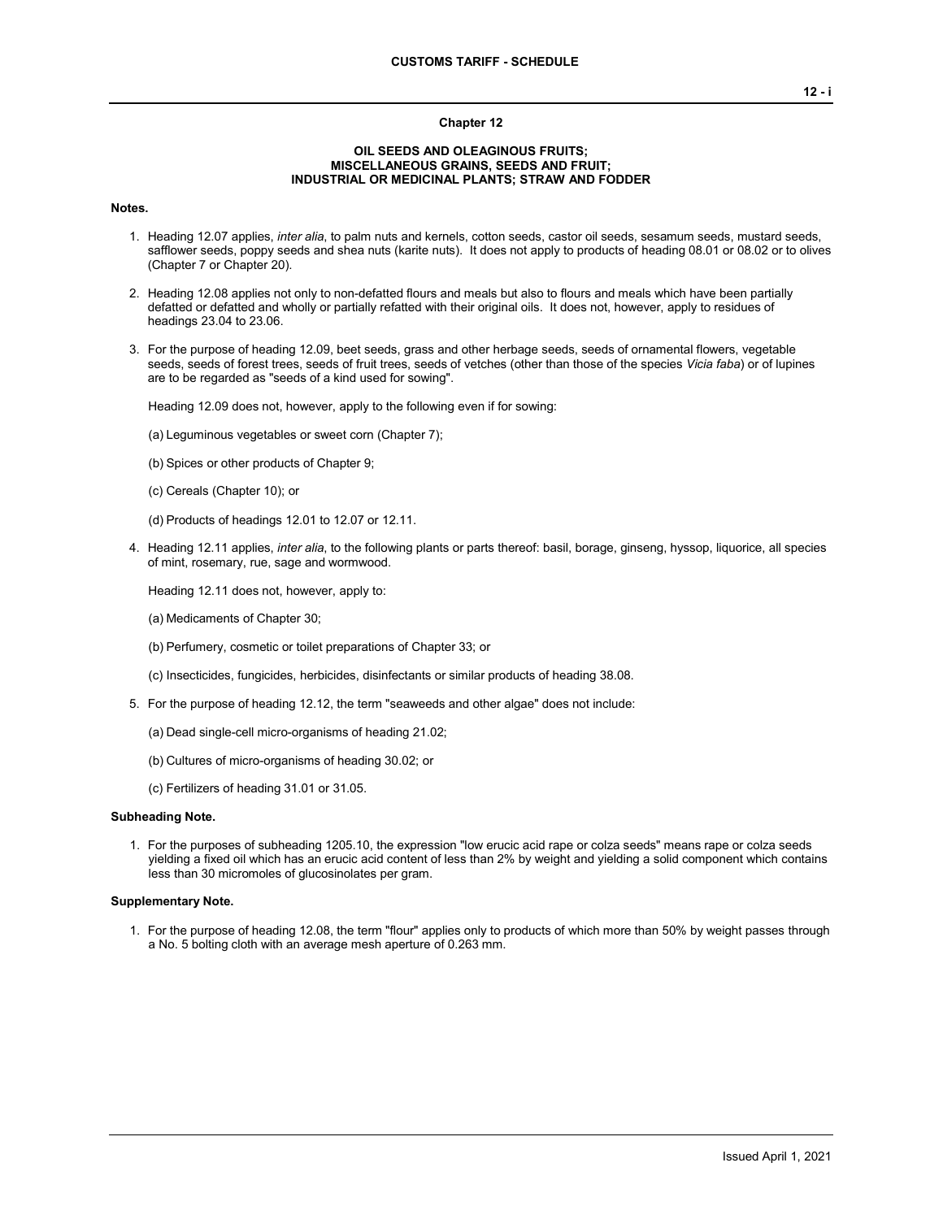## Chapter 12

### OIL SEEDS AND OLEAGINOUS FRUITS; MISCELLANEOUS GRAINS, SEEDS AND FRUIT; INDUSTRIAL OR MEDICINAL PLANTS; STRAW AND FODDER

**Notes.**

1. Heading 12.07 applies, *inter alia*, to palm nuts and kernels, cotton seeds, castor oil seeds, sesamum seeds, mustard seeds, safflower seeds, poppy seeds and shea nuts (karite nuts). It does not apply to products of heading 08.01 or 08.02 or to olives (Chapter 7 or Chapter 20).

2. Heading 12.08 applies not only to non-defatted flours and meals but also to flours and meals which have been partially defatted or defatted and wholly or partially refatted with their original oils. It does not, however, apply to residues of headings 23.04 to 23.06.

3. For the purpose of heading 12.09, beet seeds, grass and other herbage seeds, seeds of ornamental flowers, vegetable seeds, seeds of forest trees, seeds of fruit trees, seeds of vetches (other than those of the species *Vicia faba*) or of lupines are to be regarded as "seeds of a kind used for sowing".

   Heading 12.09 does not, however, apply to the following even if for sowing:

   (a) Leguminous vegetables or sweet corn (Chapter 7);

   (b) Spices or other products of Chapter 9;

   (c) Cereals (Chapter 10); or

   (d) Products of headings 12.01 to 12.07 or 12.11.

4. Heading 12.11 applies, *inter alia*, to the following plants or parts thereof: basil, borage, ginseng, hyssop, liquorice, all species of mint, rosemary, rue, sage and wormwood.

   Heading 12.11 does not, however, apply to:

   (a) Medicaments of Chapter 30;

   (b) Perfumery, cosmetic or toilet preparations of Chapter 33; or

   (c) Insecticides, fungicides, herbicides, disinfectants or similar products of heading 38.08.

5. For the purpose of heading 12.12, the term "seaweeds and other algae" does not include:

   (a) Dead single-cell micro-organisms of heading 21.02;

   (b) Cultures of micro-organisms of heading 30.02; or

   (c) Fertilizers of heading 31.01 or 31.05.

**Subheading Note.**

1. For the purposes of subheading 1205.10, the expression "low erucic acid rape or colza seeds" means rape or colza seeds yielding a fixed oil which has an erucic acid content of less than 2% by weight and yielding a solid component which contains less than 30 micromoles of glucosinolates per gram.

**Supplementary Note.**

1. For the purpose of heading 12.08, the term "flour" applies only to products of which more than 50% by weight passes through a No. 5 bolting cloth with an average mesh aperture of 0.263 mm.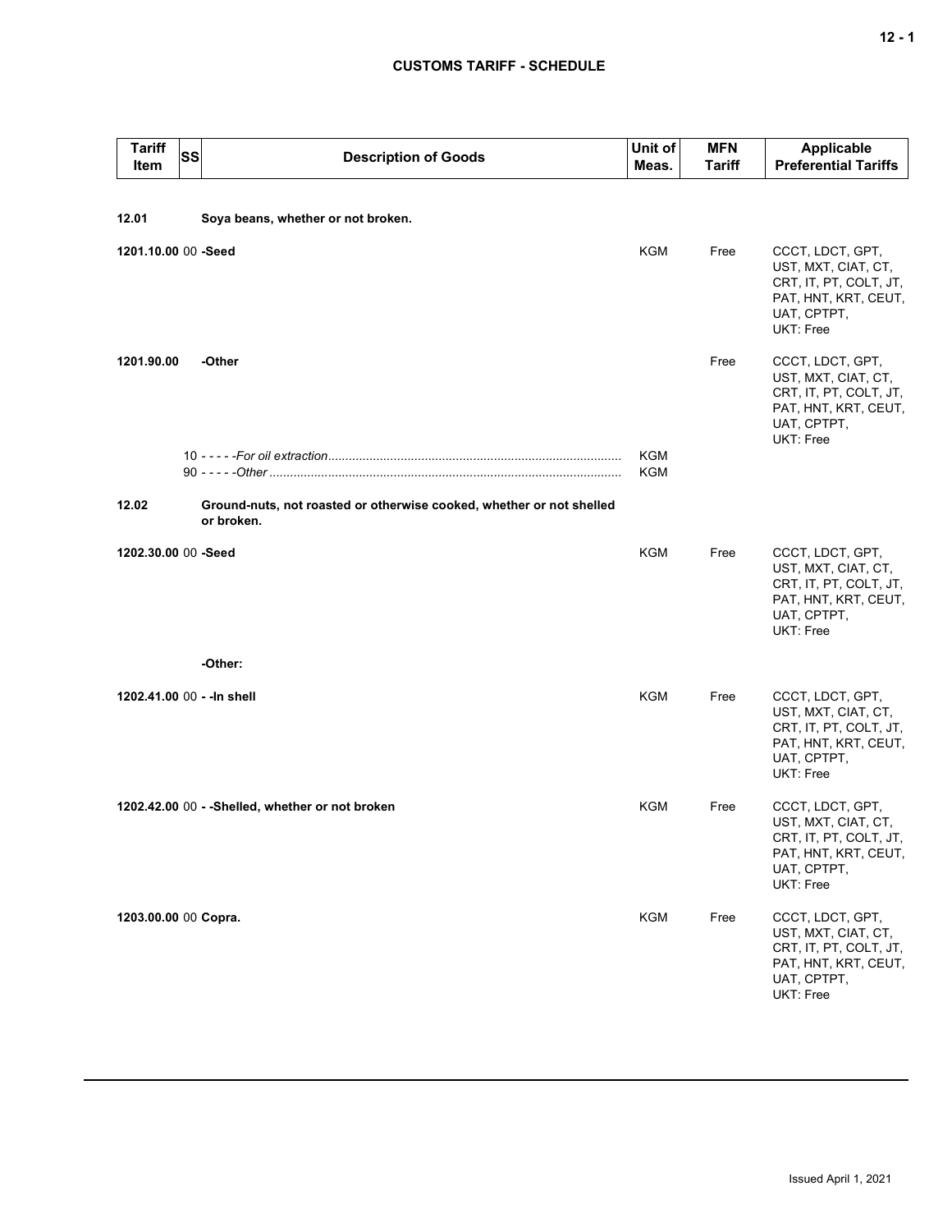| Tariff Item | SS | Description of Goods | Unit of Meas. | MFN Tariff | Applicable Preferential Tariffs |
|---|---|---|---|---|---|
| 12.01 | | **Soya beans, whether or not broken.** | | | |
| 1201.10.00 | 00 | **-Seed** | KGM | Free | CCCT, LDCT, GPT, UST, MXT, CIAT, CT, CRT, IT, PT, COLT, JT, PAT, HNT, KRT, CEUT, UAT, CPTPT, UKT: Free |
| 1201.90.00 | | **-Other** | | Free | CCCT, LDCT, GPT, UST, MXT, CIAT, CT, CRT, IT, PT, COLT, JT, PAT, HNT, KRT, CEUT, UAT, CPTPT, UKT: Free |
| | 10 | - - - - -*For oil extraction* | KGM | | |
| | 90 | - - - - -*Other* | KGM | | |
| 12.02 | | **Ground-nuts, not roasted or otherwise cooked, whether or not shelled or broken.** | | | |
| 1202.30.00 | 00 | **-Seed** | KGM | Free | CCCT, LDCT, GPT, UST, MXT, CIAT, CT, CRT, IT, PT, COLT, JT, PAT, HNT, KRT, CEUT, UAT, CPTPT, UKT: Free |
| | | **-Other:** | | | |
| 1202.41.00 | 00 | **- -In shell** | KGM | Free | CCCT, LDCT, GPT, UST, MXT, CIAT, CT, CRT, IT, PT, COLT, JT, PAT, HNT, KRT, CEUT, UAT, CPTPT, UKT: Free |
| 1202.42.00 | 00 | **- -Shelled, whether or not broken** | KGM | Free | CCCT, LDCT, GPT, UST, MXT, CIAT, CT, CRT, IT, PT, COLT, JT, PAT, HNT, KRT, CEUT, UAT, CPTPT, UKT: Free |
| 1203.00.00 | 00 | **Copra.** | KGM | Free | CCCT, LDCT, GPT, UST, MXT, CIAT, CT, CRT, IT, PT, COLT, JT, PAT, HNT, KRT, CEUT, UAT, CPTPT, UKT: Free |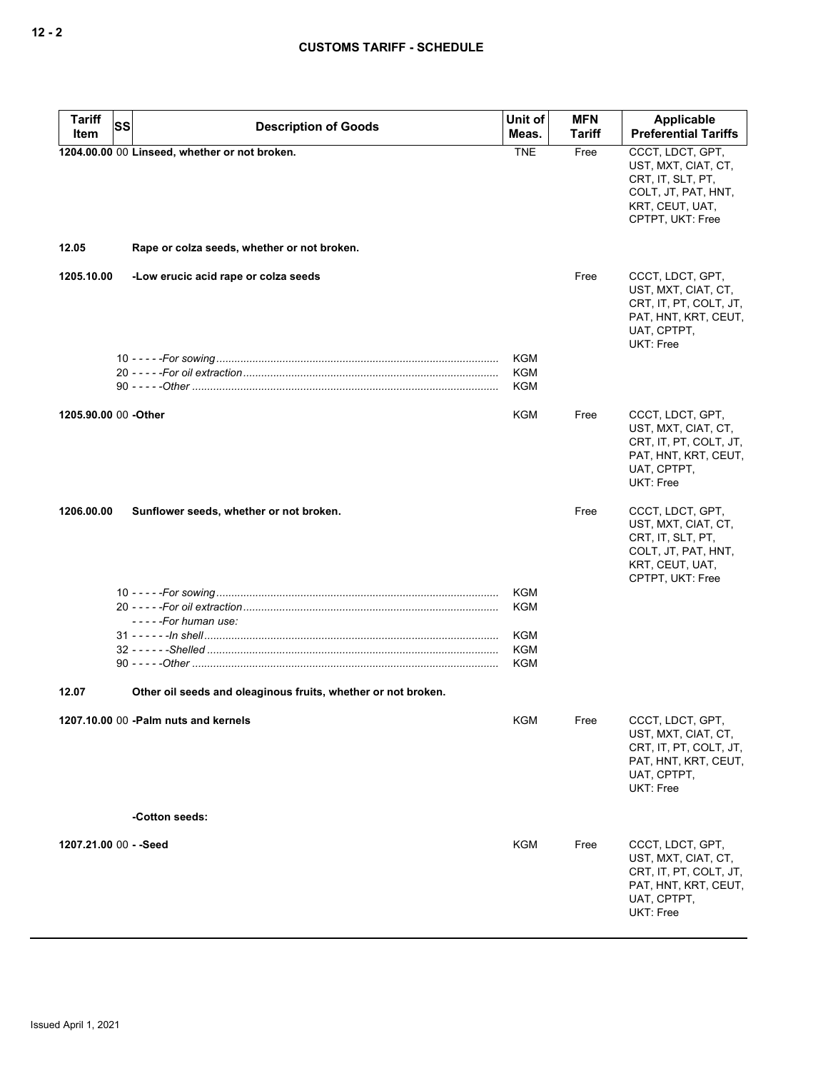| Tariff Item | SS | Description of Goods | Unit of Meas. | MFN Tariff | Applicable Preferential Tariffs |
|---|---|---|---|---|---|
| 1204.00.00 | 00 | **Linseed, whether or not broken.** | TNE | Free | CCCT, LDCT, GPT, UST, MXT, CIAT, CT, CRT, IT, SLT, PT, COLT, JT, PAT, HNT, KRT, CEUT, UAT, CPTPT, UKT: Free |
| **12.05** | | **Rape or colza seeds, whether or not broken.** | | | |
| **1205.10.00** | | **-Low erucic acid rape or colza seeds** | | Free | CCCT, LDCT, GPT, UST, MXT, CIAT, CT, CRT, IT, PT, COLT, JT, PAT, HNT, KRT, CEUT, UAT, CPTPT, UKT: Free |
| | 10 | - - - - -*For sowing* | KGM | | |
| | 20 | - - - - -*For oil extraction* | KGM | | |
| | 90 | - - - - -*Other* | KGM | | |
| 1205.90.00 | 00 | **-Other** | KGM | Free | CCCT, LDCT, GPT, UST, MXT, CIAT, CT, CRT, IT, PT, COLT, JT, PAT, HNT, KRT, CEUT, UAT, CPTPT, UKT: Free |
| **1206.00.00** | | **Sunflower seeds, whether or not broken.** | | Free | CCCT, LDCT, GPT, UST, MXT, CIAT, CT, CRT, IT, SLT, PT, COLT, JT, PAT, HNT, KRT, CEUT, UAT, CPTPT, UKT: Free |
| | 10 | - - - - -*For sowing* | KGM | | |
| | 20 | - - - - -*For oil extraction* | KGM | | |
| | | - - - - -*For human use:* | | | |
| | 31 | - - - - - -*In shell* | KGM | | |
| | 32 | - - - - - -*Shelled* | KGM | | |
| | 90 | - - - - -*Other* | KGM | | |
| **12.07** | | **Other oil seeds and oleaginous fruits, whether or not broken.** | | | |
| 1207.10.00 | 00 | **-Palm nuts and kernels** | KGM | Free | CCCT, LDCT, GPT, UST, MXT, CIAT, CT, CRT, IT, PT, COLT, JT, PAT, HNT, KRT, CEUT, UAT, CPTPT, UKT: Free |
| | | **-Cotton seeds:** | | | |
| 1207.21.00 | 00 | **- -Seed** | KGM | Free | CCCT, LDCT, GPT, UST, MXT, CIAT, CT, CRT, IT, PT, COLT, JT, PAT, HNT, KRT, CEUT, UAT, CPTPT, UKT: Free |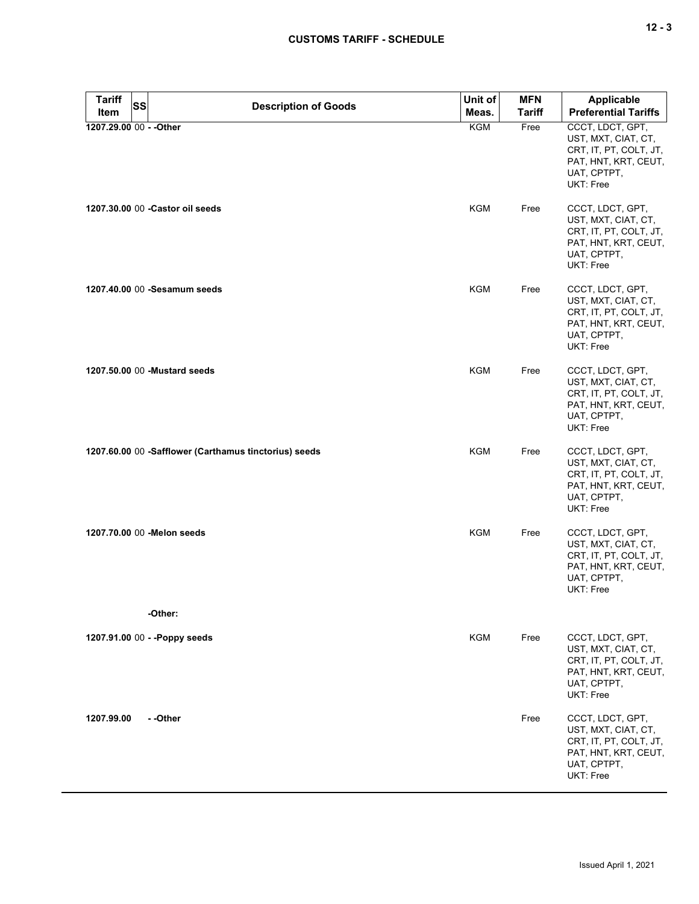| Tariff Item | SS | Description of Goods | Unit of Meas. | MFN Tariff | Applicable Preferential Tariffs |
|---|---|---|---|---|---|
| 1207.29.00 | 00 | - -Other | KGM | Free | CCCT, LDCT, GPT, UST, MXT, CIAT, CT, CRT, IT, PT, COLT, JT, PAT, HNT, KRT, CEUT, UAT, CPTPT, UKT: Free |
| 1207.30.00 | 00 | -Castor oil seeds | KGM | Free | CCCT, LDCT, GPT, UST, MXT, CIAT, CT, CRT, IT, PT, COLT, JT, PAT, HNT, KRT, CEUT, UAT, CPTPT, UKT: Free |
| 1207.40.00 | 00 | -Sesamum seeds | KGM | Free | CCCT, LDCT, GPT, UST, MXT, CIAT, CT, CRT, IT, PT, COLT, JT, PAT, HNT, KRT, CEUT, UAT, CPTPT, UKT: Free |
| 1207.50.00 | 00 | -Mustard seeds | KGM | Free | CCCT, LDCT, GPT, UST, MXT, CIAT, CT, CRT, IT, PT, COLT, JT, PAT, HNT, KRT, CEUT, UAT, CPTPT, UKT: Free |
| 1207.60.00 | 00 | -Safflower (Carthamus tinctorius) seeds | KGM | Free | CCCT, LDCT, GPT, UST, MXT, CIAT, CT, CRT, IT, PT, COLT, JT, PAT, HNT, KRT, CEUT, UAT, CPTPT, UKT: Free |
| 1207.70.00 | 00 | -Melon seeds | KGM | Free | CCCT, LDCT, GPT, UST, MXT, CIAT, CT, CRT, IT, PT, COLT, JT, PAT, HNT, KRT, CEUT, UAT, CPTPT, UKT: Free |
| | | -Other: | | | |
| 1207.91.00 | 00 | - -Poppy seeds | KGM | Free | CCCT, LDCT, GPT, UST, MXT, CIAT, CT, CRT, IT, PT, COLT, JT, PAT, HNT, KRT, CEUT, UAT, CPTPT, UKT: Free |
| 1207.99.00 | | - -Other | | Free | CCCT, LDCT, GPT, UST, MXT, CIAT, CT, CRT, IT, PT, COLT, JT, PAT, HNT, KRT, CEUT, UAT, CPTPT, UKT: Free |

Issued April 1, 2021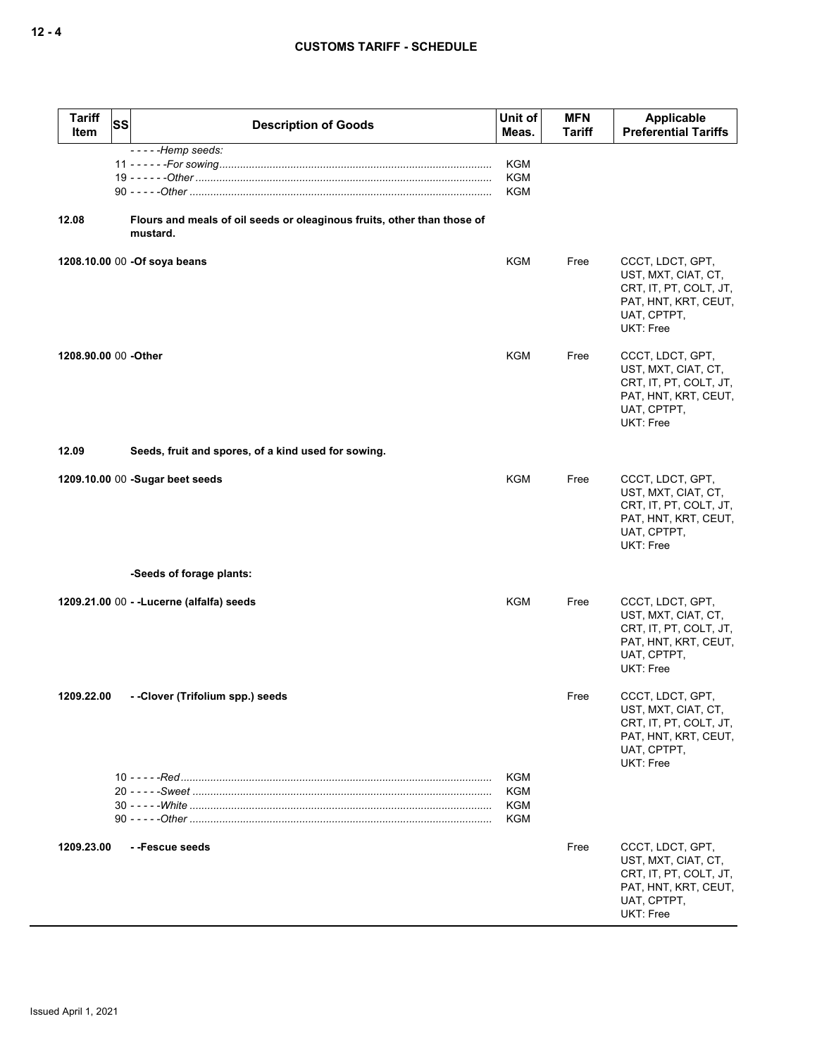| Tariff Item | SS | Description of Goods | Unit of Meas. | MFN Tariff | Applicable Preferential Tariffs |
|---|---|---|---|---|---|
| | | - - - - -Hemp seeds: | | | |
| | 11 | - - - - - -For sowing | KGM | | |
| | 19 | - - - - - -Other | KGM | | |
| | 90 | - - - - -Other | KGM | | |
| 12.08 | | **Flours and meals of oil seeds or oleaginous fruits, other than those of mustard.** | | | |
| 1208.10.00 | 00 | **-Of soya beans** | KGM | Free | CCCT, LDCT, GPT, UST, MXT, CIAT, CT, CRT, IT, PT, COLT, JT, PAT, HNT, KRT, CEUT, UAT, CPTPT, UKT: Free |
| 1208.90.00 | 00 | **-Other** | KGM | Free | CCCT, LDCT, GPT, UST, MXT, CIAT, CT, CRT, IT, PT, COLT, JT, PAT, HNT, KRT, CEUT, UAT, CPTPT, UKT: Free |
| 12.09 | | **Seeds, fruit and spores, of a kind used for sowing.** | | | |
| 1209.10.00 | 00 | **-Sugar beet seeds** | KGM | Free | CCCT, LDCT, GPT, UST, MXT, CIAT, CT, CRT, IT, PT, COLT, JT, PAT, HNT, KRT, CEUT, UAT, CPTPT, UKT: Free |
| | | **-Seeds of forage plants:** | | | |
| 1209.21.00 | 00 | **- -Lucerne (alfalfa) seeds** | KGM | Free | CCCT, LDCT, GPT, UST, MXT, CIAT, CT, CRT, IT, PT, COLT, JT, PAT, HNT, KRT, CEUT, UAT, CPTPT, UKT: Free |
| 1209.22.00 | | **- -Clover (Trifolium spp.) seeds** | | Free | CCCT, LDCT, GPT, UST, MXT, CIAT, CT, CRT, IT, PT, COLT, JT, PAT, HNT, KRT, CEUT, UAT, CPTPT, UKT: Free |
| | 10 | - - - - -Red | KGM | | |
| | 20 | - - - - -Sweet | KGM | | |
| | 30 | - - - - -White | KGM | | |
| | 90 | - - - - -Other | KGM | | |
| 1209.23.00 | | **- -Fescue seeds** | | Free | CCCT, LDCT, GPT, UST, MXT, CIAT, CT, CRT, IT, PT, COLT, JT, PAT, HNT, KRT, CEUT, UAT, CPTPT, UKT: Free |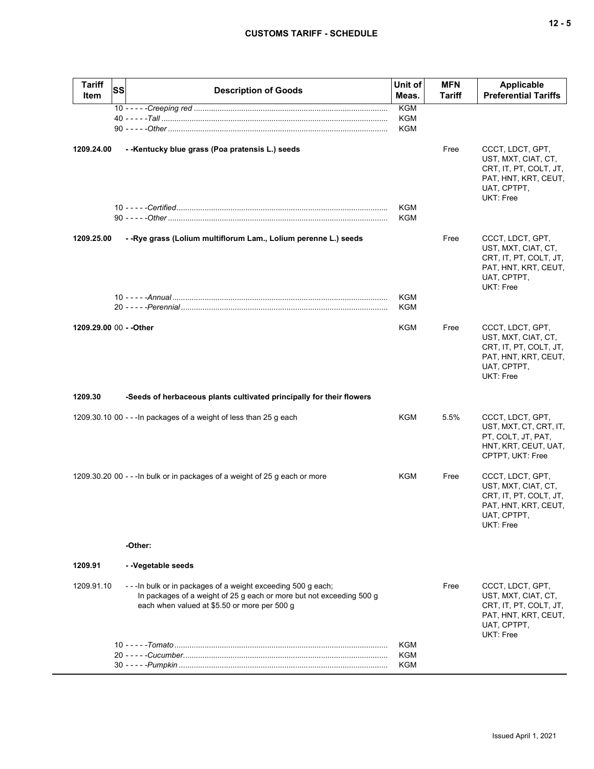| Tariff Item | SS | Description of Goods | Unit of Meas. | MFN Tariff | Applicable Preferential Tariffs |
|---|---|---|---|---|---|
| | | 10 - - - - -*Creeping red* | KGM | | |
| | | 40 - - - - -*Tall* | KGM | | |
| | | 90 - - - - -*Other* | KGM | | |
| **1209.24.00** | | **- -Kentucky blue grass (Poa pratensis L.) seeds** | | Free | CCCT, LDCT, GPT, UST, MXT, CIAT, CT, CRT, IT, PT, COLT, JT, PAT, HNT, KRT, CEUT, UAT, CPTPT, UKT: Free |
| | | 10 - - - - -*Certified* | KGM | | |
| | | 90 - - - - -*Other* | KGM | | |
| **1209.25.00** | | **- -Rye grass (Lolium multiflorum Lam., Lolium perenne L.) seeds** | | Free | CCCT, LDCT, GPT, UST, MXT, CIAT, CT, CRT, IT, PT, COLT, JT, PAT, HNT, KRT, CEUT, UAT, CPTPT, UKT: Free |
| | | 10 - - - - -*Annual* | KGM | | |
| | | 20 - - - - -*Perennial* | KGM | | |
| **1209.29.00** | 00 | **- -Other** | KGM | Free | CCCT, LDCT, GPT, UST, MXT, CIAT, CT, CRT, IT, PT, COLT, JT, PAT, HNT, KRT, CEUT, UAT, CPTPT, UKT: Free |
| **1209.30** | | **-Seeds of herbaceous plants cultivated principally for their flowers** | | | |
| 1209.30.10 | 00 | - - -In packages of a weight of less than 25 g each | KGM | 5.5% | CCCT, LDCT, GPT, UST, MXT, CT, CRT, IT, PT, COLT, JT, PAT, HNT, KRT, CEUT, UAT, CPTPT, UKT: Free |
| 1209.30.20 | 00 | - - -In bulk or in packages of a weight of 25 g each or more | KGM | Free | CCCT, LDCT, GPT, UST, MXT, CIAT, CT, CRT, IT, PT, COLT, JT, PAT, HNT, KRT, CEUT, UAT, CPTPT, UKT: Free |
| | | **-Other:** | | | |
| **1209.91** | | **- -Vegetable seeds** | | | |
| 1209.91.10 | | - - -In bulk or in packages of a weight exceeding 500 g each; In packages of a weight of 25 g each or more but not exceeding 500 g each when valued at $5.50 or more per 500 g | | Free | CCCT, LDCT, GPT, UST, MXT, CIAT, CT, CRT, IT, PT, COLT, JT, PAT, HNT, KRT, CEUT, UAT, CPTPT, UKT: Free |
| | | 10 - - - - -*Tomato* | KGM | | |
| | | 20 - - - - -*Cucumber* | KGM | | |
| | | 30 - - - - -*Pumpkin* | KGM | | |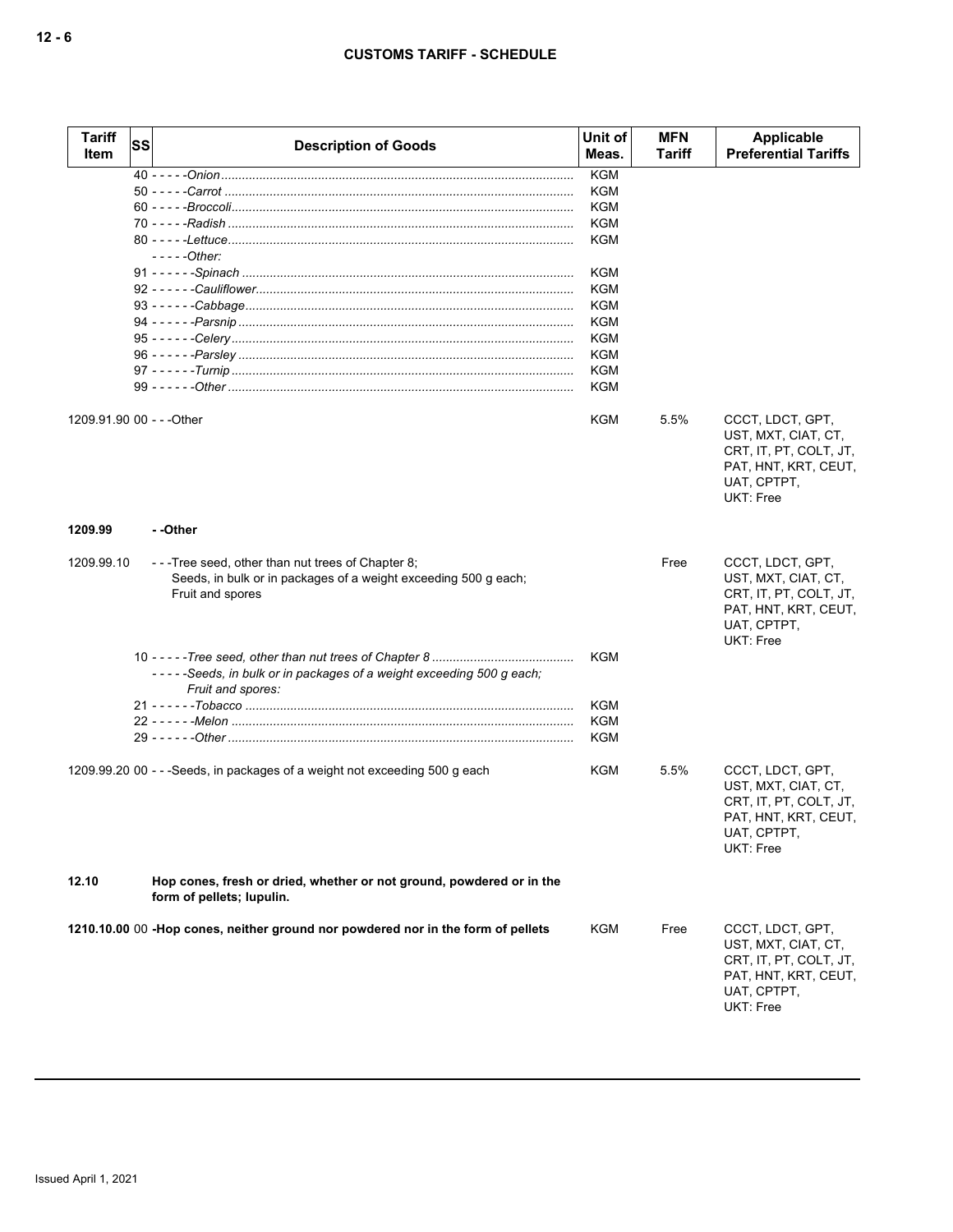| Tariff Item | SS | Description of Goods | Unit of Meas. | MFN Tariff | Applicable Preferential Tariffs |
|---|---|---|---|---|---|
| | 40 | - - - - -*Onion* | KGM | | |
| | 50 | - - - - -*Carrot* | KGM | | |
| | 60 | - - - - -*Broccoli* | KGM | | |
| | 70 | - - - - -*Radish* | KGM | | |
| | 80 | - - - - -*Lettuce* | KGM | | |
| | | - - - - -*Other:* | | | |
| | 91 | - - - - - -*Spinach* | KGM | | |
| | 92 | - - - - - -*Cauliflower* | KGM | | |
| | 93 | - - - - - -*Cabbage* | KGM | | |
| | 94 | - - - - - -*Parsnip* | KGM | | |
| | 95 | - - - - - -*Celery* | KGM | | |
| | 96 | - - - - - -*Parsley* | KGM | | |
| | 97 | - - - - - -*Turnip* | KGM | | |
| | 99 | - - - - - -*Other* | KGM | | |
| 1209.91.90 | 00 | - - -Other | KGM | 5.5% | CCCT, LDCT, GPT, UST, MXT, CIAT, CT, CRT, IT, PT, COLT, JT, PAT, HNT, KRT, CEUT, UAT, CPTPT, UKT: Free |
| **1209.99** | | **- -Other** | | | |
| 1209.99.10 | | - - -Tree seed, other than nut trees of Chapter 8; Seeds, in bulk or in packages of a weight exceeding 500 g each; Fruit and spores | | Free | CCCT, LDCT, GPT, UST, MXT, CIAT, CT, CRT, IT, PT, COLT, JT, PAT, HNT, KRT, CEUT, UAT, CPTPT, UKT: Free |
| | 10 | - - - - -*Tree seed, other than nut trees of Chapter 8* | KGM | | |
| | | - - - - -*Seeds, in bulk or in packages of a weight exceeding 500 g each; Fruit and spores:* | | | |
| | 21 | - - - - - -*Tobacco* | KGM | | |
| | 22 | - - - - - -*Melon* | KGM | | |
| | 29 | - - - - - -*Other* | KGM | | |
| 1209.99.20 | 00 | - - -Seeds, in packages of a weight not exceeding 500 g each | KGM | 5.5% | CCCT, LDCT, GPT, UST, MXT, CIAT, CT, CRT, IT, PT, COLT, JT, PAT, HNT, KRT, CEUT, UAT, CPTPT, UKT: Free |
| **12.10** | | **Hop cones, fresh or dried, whether or not ground, powdered or in the form of pellets; lupulin.** | | | |
| **1210.10.00** | 00 | **-Hop cones, neither ground nor powdered nor in the form of pellets** | KGM | Free | CCCT, LDCT, GPT, UST, MXT, CIAT, CT, CRT, IT, PT, COLT, JT, PAT, HNT, KRT, CEUT, UAT, CPTPT, UKT: Free |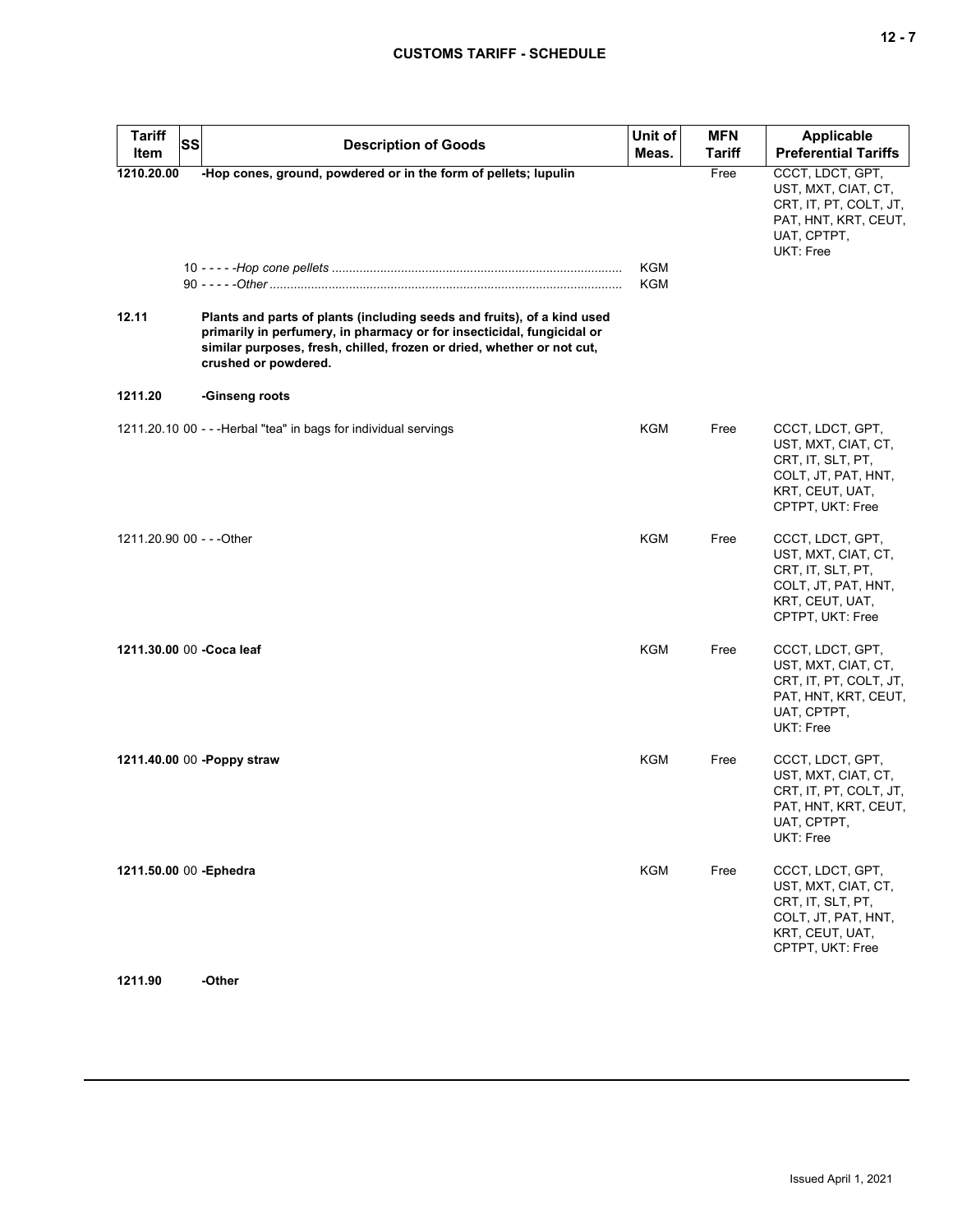| Tariff Item | SS | Description of Goods | Unit of Meas. | MFN Tariff | Applicable Preferential Tariffs |
|---|---|---|---|---|---|
| 1210.20.00 | | -Hop cones, ground, powdered or in the form of pellets; lupulin | | Free | CCCT, LDCT, GPT, UST, MXT, CIAT, CT, CRT, IT, PT, COLT, JT, PAT, HNT, KRT, CEUT, UAT, CPTPT, UKT: Free |
| | | 10 - - - - -*Hop cone pellets* | KGM | | |
| | | 90 - - - - -*Other* | KGM | | |
| 12.11 | | **Plants and parts of plants (including seeds and fruits), of a kind used primarily in perfumery, in pharmacy or for insecticidal, fungicidal or similar purposes, fresh, chilled, frozen or dried, whether or not cut, crushed or powdered.** | | | |
| 1211.20 | | -Ginseng roots | | | |
| 1211.20.10 | 00 | - - -Herbal "tea" in bags for individual servings | KGM | Free | CCCT, LDCT, GPT, UST, MXT, CIAT, CT, CRT, IT, SLT, PT, COLT, JT, PAT, HNT, KRT, CEUT, UAT, CPTPT, UKT: Free |
| 1211.20.90 | 00 | - - -Other | KGM | Free | CCCT, LDCT, GPT, UST, MXT, CIAT, CT, CRT, IT, SLT, PT, COLT, JT, PAT, HNT, KRT, CEUT, UAT, CPTPT, UKT: Free |
| 1211.30.00 | 00 | -Coca leaf | KGM | Free | CCCT, LDCT, GPT, UST, MXT, CIAT, CT, CRT, IT, PT, COLT, JT, PAT, HNT, KRT, CEUT, UAT, CPTPT, UKT: Free |
| 1211.40.00 | 00 | -Poppy straw | KGM | Free | CCCT, LDCT, GPT, UST, MXT, CIAT, CT, CRT, IT, PT, COLT, JT, PAT, HNT, KRT, CEUT, UAT, CPTPT, UKT: Free |
| 1211.50.00 | 00 | -Ephedra | KGM | Free | CCCT, LDCT, GPT, UST, MXT, CIAT, CT, CRT, IT, SLT, PT, COLT, JT, PAT, HNT, KRT, CEUT, UAT, CPTPT, UKT: Free |
| 1211.90 | | -Other | | | |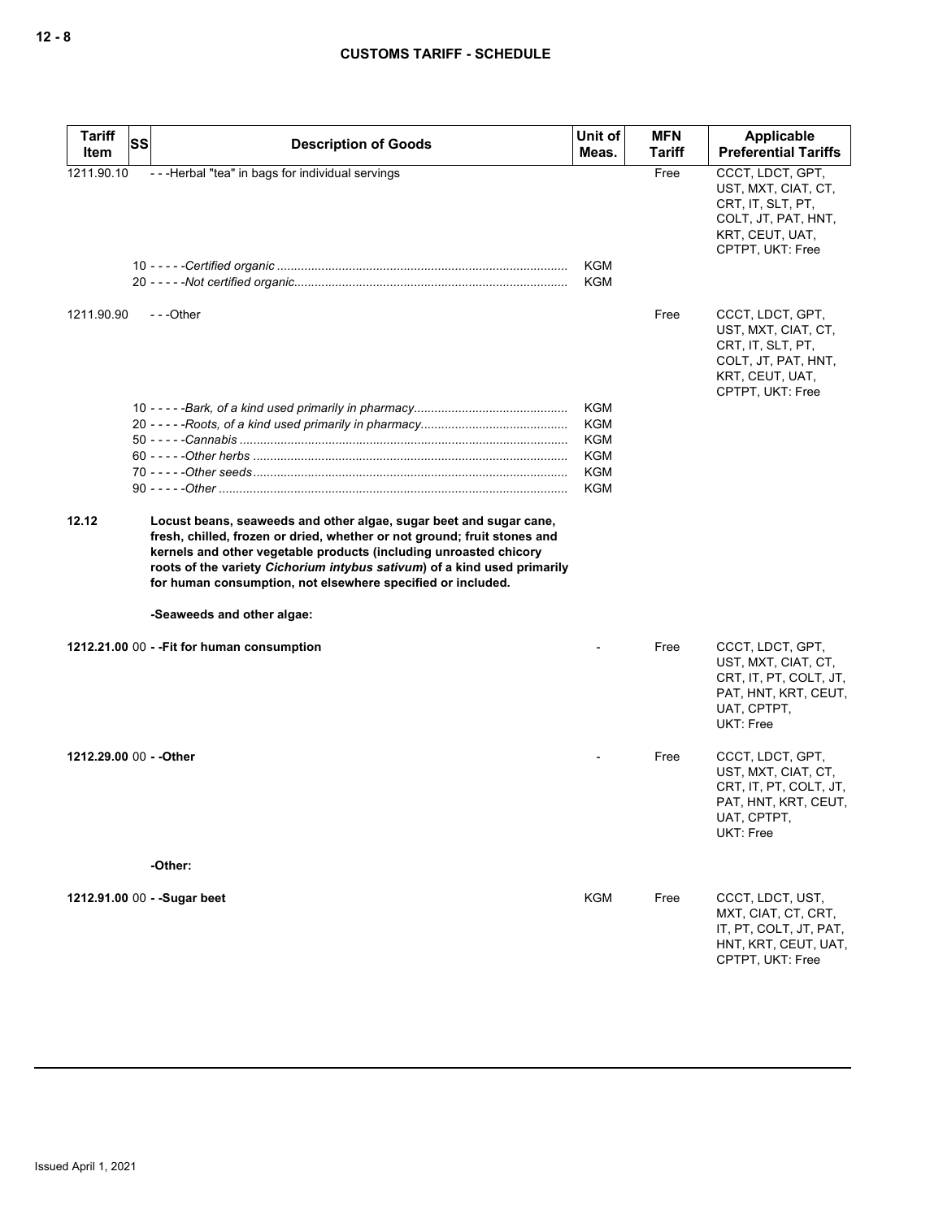## CUSTOMS TARIFF - SCHEDULE

| Tariff Item | SS | Description of Goods | Unit of Meas. | MFN Tariff | Applicable Preferential Tariffs |
| --- | --- | --- | --- | --- | --- |
| 1211.90.10 | | - - -Herbal "tea" in bags for individual servings | | Free | CCCT, LDCT, GPT, UST, MXT, CIAT, CT, CRT, IT, SLT, PT, COLT, JT, PAT, HNT, KRT, CEUT, UAT, CPTPT, UKT: Free |
| | 10 | - - - - -*Certified organic* | KGM | | |
| | 20 | - - - - -*Not certified organic* | KGM | | |
| 1211.90.90 | | - - -Other | | Free | CCCT, LDCT, GPT, UST, MXT, CIAT, CT, CRT, IT, SLT, PT, COLT, JT, PAT, HNT, KRT, CEUT, UAT, CPTPT, UKT: Free |
| | 10 | - - - - -*Bark, of a kind used primarily in pharmacy* | KGM | | |
| | 20 | - - - - -*Roots, of a kind used primarily in pharmacy* | KGM | | |
| | 50 | - - - - -*Cannabis* | KGM | | |
| | 60 | - - - - -*Other herbs* | KGM | | |
| | 70 | - - - - -*Other seeds* | KGM | | |
| | 90 | - - - - -*Other* | KGM | | |
| **12.12** | | **Locust beans, seaweeds and other algae, sugar beet and sugar cane, fresh, chilled, frozen or dried, whether or not ground; fruit stones and kernels and other vegetable products (including unroasted chicory roots of the variety *Cichorium intybus sativum*) of a kind used primarily for human consumption, not elsewhere specified or included.** | | | |
| | | **-Seaweeds and other algae:** | | | |
| **1212.21.00** | 00 | **- -Fit for human consumption** | - | Free | CCCT, LDCT, GPT, UST, MXT, CIAT, CT, CRT, IT, PT, COLT, JT, PAT, HNT, KRT, CEUT, UAT, CPTPT, UKT: Free |
| **1212.29.00** | 00 | **- -Other** | - | Free | CCCT, LDCT, GPT, UST, MXT, CIAT, CT, CRT, IT, PT, COLT, JT, PAT, HNT, KRT, CEUT, UAT, CPTPT, UKT: Free |
| | | **-Other:** | | | |
| **1212.91.00** | 00 | **- -Sugar beet** | KGM | Free | CCCT, LDCT, UST, MXT, CIAT, CT, CRT, IT, PT, COLT, JT, PAT, HNT, KRT, CEUT, UAT, CPTPT, UKT: Free |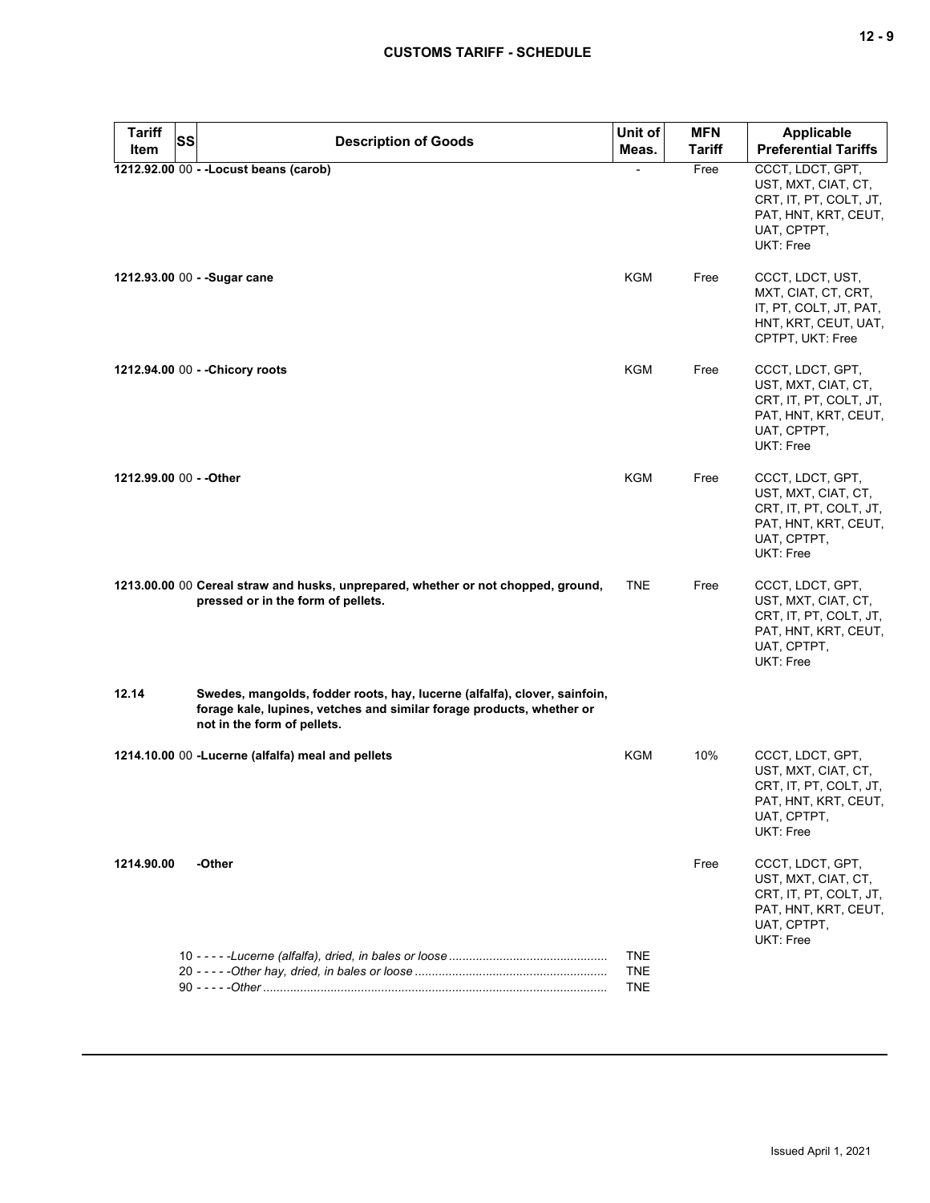| Tariff Item | SS | Description of Goods | Unit of Meas. | MFN Tariff | Applicable Preferential Tariffs |
|---|---|---|---|---|---|
| **1212.92.00** | 00 | **- -Locust beans (carob)** | - | Free | CCCT, LDCT, GPT, UST, MXT, CIAT, CT, CRT, IT, PT, COLT, JT, PAT, HNT, KRT, CEUT, UAT, CPTPT, UKT: Free |
| **1212.93.00** | 00 | **- -Sugar cane** | KGM | Free | CCCT, LDCT, UST, MXT, CIAT, CT, CRT, IT, PT, COLT, JT, PAT, HNT, KRT, CEUT, UAT, CPTPT, UKT: Free |
| **1212.94.00** | 00 | **- -Chicory roots** | KGM | Free | CCCT, LDCT, GPT, UST, MXT, CIAT, CT, CRT, IT, PT, COLT, JT, PAT, HNT, KRT, CEUT, UAT, CPTPT, UKT: Free |
| **1212.99.00** | 00 | **- -Other** | KGM | Free | CCCT, LDCT, GPT, UST, MXT, CIAT, CT, CRT, IT, PT, COLT, JT, PAT, HNT, KRT, CEUT, UAT, CPTPT, UKT: Free |
| **1213.00.00** | 00 | **Cereal straw and husks, unprepared, whether or not chopped, ground, pressed or in the form of pellets.** | TNE | Free | CCCT, LDCT, GPT, UST, MXT, CIAT, CT, CRT, IT, PT, COLT, JT, PAT, HNT, KRT, CEUT, UAT, CPTPT, UKT: Free |
| **12.14** | | **Swedes, mangolds, fodder roots, hay, lucerne (alfalfa), clover, sainfoin, forage kale, lupines, vetches and similar forage products, whether or not in the form of pellets.** | | | |
| **1214.10.00** | 00 | **-Lucerne (alfalfa) meal and pellets** | KGM | 10% | CCCT, LDCT, GPT, UST, MXT, CIAT, CT, CRT, IT, PT, COLT, JT, PAT, HNT, KRT, CEUT, UAT, CPTPT, UKT: Free |
| **1214.90.00** | | **-Other** | | Free | CCCT, LDCT, GPT, UST, MXT, CIAT, CT, CRT, IT, PT, COLT, JT, PAT, HNT, KRT, CEUT, UAT, CPTPT, UKT: Free |
| | 10 | *- - - - -Lucerne (alfalfa), dried, in bales or loose* | TNE | | |
| | 20 | *- - - - -Other hay, dried, in bales or loose* | TNE | | |
| | 90 | *- - - - -Other* | TNE | | |

Issued April 1, 2021